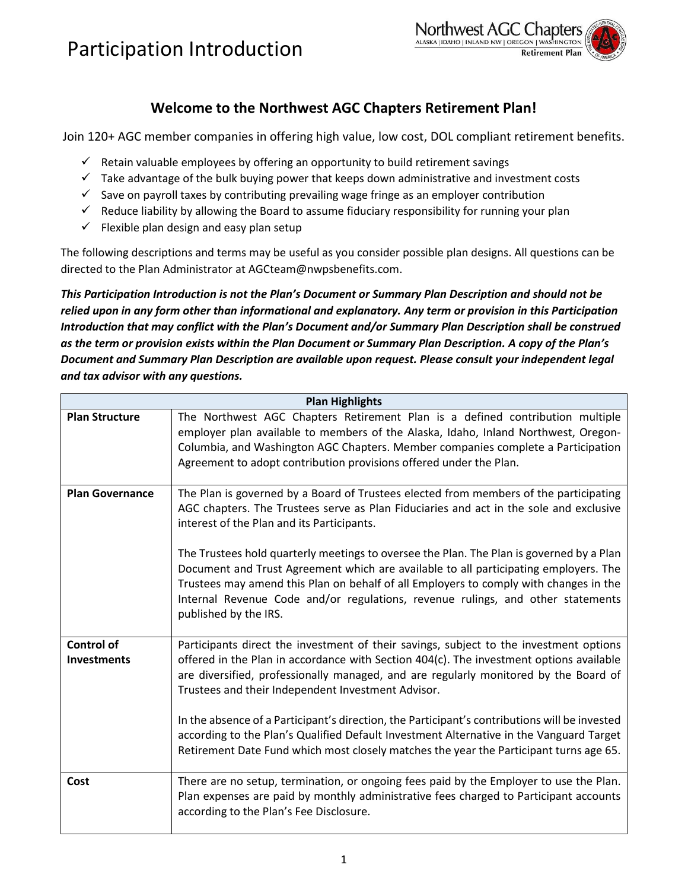# Participation Introduction

## Welcome to the Northwest AGC Chapters Retirement Plan!

Join 120+ AGC member companies in offering high value, low cost, DOL compliant retirement benefits.

- ✓ Retain valuable employees by offering an opportunity to build retirement savings
- ✓ Take advantage of the bulk buying power that keeps down administrative and investment costs
- ✓ Save on payroll taxes by contributing prevailing wage fringe as an employer contribution
- ✓ Reduce liability by allowing the Board to assume fiduciary responsibility for running your plan
- ✓ Flexible plan design and easy plan setup

The following descriptions and terms may be useful as you consider possible plan designs. All questions can be directed to the Plan Administrator at AGCteam@nwpsbenefits.com.

***This Participation Introduction is not the Plan's Document or Summary Plan Description and should not be relied upon in any form other than informational and explanatory. Any term or provision in this Participation Introduction that may conflict with the Plan's Document and/or Summary Plan Description shall be construed as the term or provision exists within the Plan Document or Summary Plan Description. A copy of the Plan's Document and Summary Plan Description are available upon request. Please consult your independent legal and tax advisor with any questions.***

| Plan Highlights | |
|---|---|
| **Plan Structure** | The Northwest AGC Chapters Retirement Plan is a defined contribution multiple employer plan available to members of the Alaska, Idaho, Inland Northwest, Oregon-Columbia, and Washington AGC Chapters. Member companies complete a Participation Agreement to adopt contribution provisions offered under the Plan. |
| **Plan Governance** | The Plan is governed by a Board of Trustees elected from members of the participating AGC chapters. The Trustees serve as Plan Fiduciaries and act in the sole and exclusive interest of the Plan and its Participants.<br><br>The Trustees hold quarterly meetings to oversee the Plan. The Plan is governed by a Plan Document and Trust Agreement which are available to all participating employers. The Trustees may amend this Plan on behalf of all Employers to comply with changes in the Internal Revenue Code and/or regulations, revenue rulings, and other statements published by the IRS. |
| **Control of Investments** | Participants direct the investment of their savings, subject to the investment options offered in the Plan in accordance with Section 404(c). The investment options available are diversified, professionally managed, and are regularly monitored by the Board of Trustees and their Independent Investment Advisor.<br><br>In the absence of a Participant's direction, the Participant's contributions will be invested according to the Plan's Qualified Default Investment Alternative in the Vanguard Target Retirement Date Fund which most closely matches the year the Participant turns age 65. |
| **Cost** | There are no setup, termination, or ongoing fees paid by the Employer to use the Plan. Plan expenses are paid by monthly administrative fees charged to Participant accounts according to the Plan's Fee Disclosure. |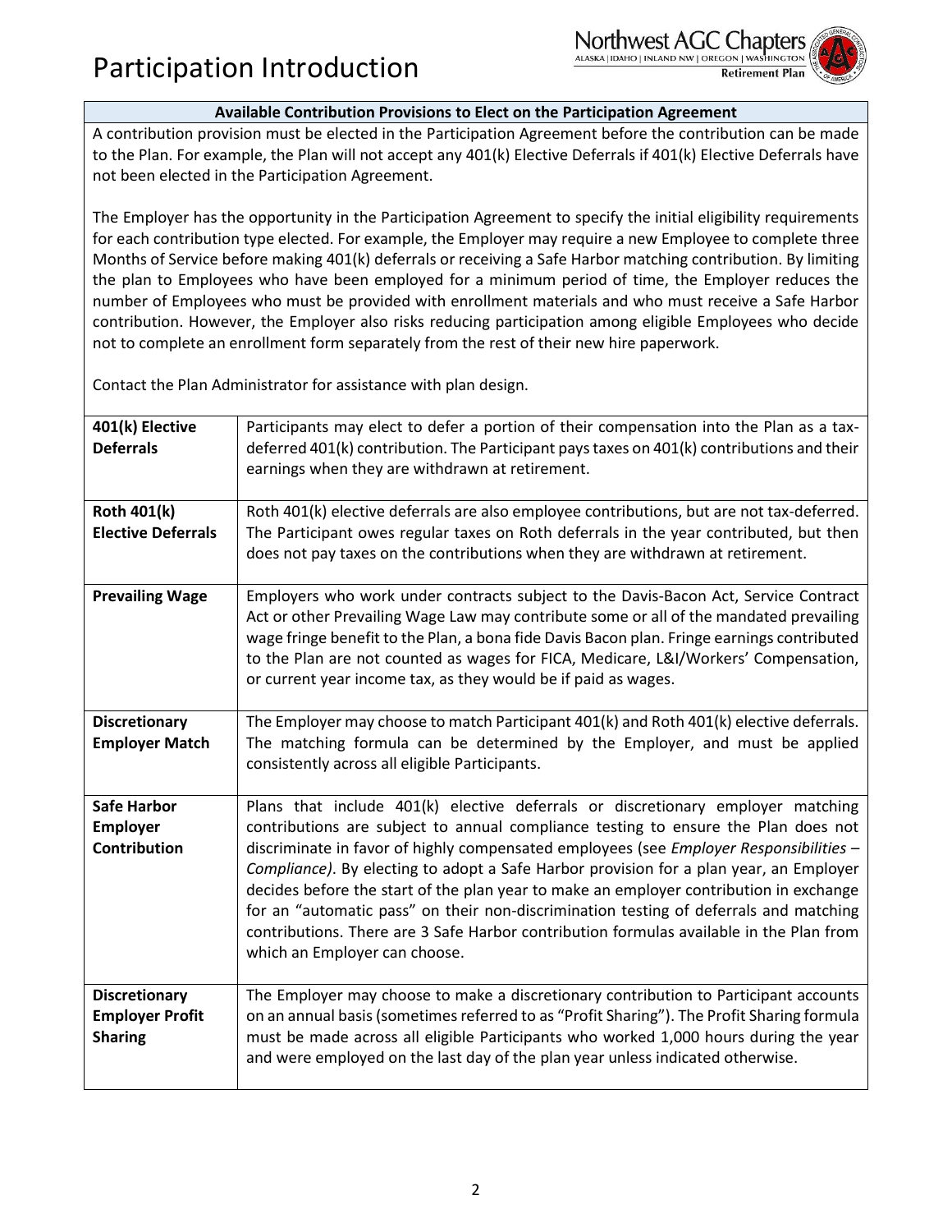# Participation Introduction

## Available Contribution Provisions to Elect on the Participation Agreement

A contribution provision must be elected in the Participation Agreement before the contribution can be made to the Plan. For example, the Plan will not accept any 401(k) Elective Deferrals if 401(k) Elective Deferrals have not been elected in the Participation Agreement.

The Employer has the opportunity in the Participation Agreement to specify the initial eligibility requirements for each contribution type elected. For example, the Employer may require a new Employee to complete three Months of Service before making 401(k) deferrals or receiving a Safe Harbor matching contribution. By limiting the plan to Employees who have been employed for a minimum period of time, the Employer reduces the number of Employees who must be provided with enrollment materials and who must receive a Safe Harbor contribution. However, the Employer also risks reducing participation among eligible Employees who decide not to complete an enrollment form separately from the rest of their new hire paperwork.

Contact the Plan Administrator for assistance with plan design.

| Provision | Description |
|---|---|
| **401(k) Elective Deferrals** | Participants may elect to defer a portion of their compensation into the Plan as a tax-deferred 401(k) contribution. The Participant pays taxes on 401(k) contributions and their earnings when they are withdrawn at retirement. |
| **Roth 401(k) Elective Deferrals** | Roth 401(k) elective deferrals are also employee contributions, but are not tax-deferred. The Participant owes regular taxes on Roth deferrals in the year contributed, but then does not pay taxes on the contributions when they are withdrawn at retirement. |
| **Prevailing Wage** | Employers who work under contracts subject to the Davis-Bacon Act, Service Contract Act or other Prevailing Wage Law may contribute some or all of the mandated prevailing wage fringe benefit to the Plan, a bona fide Davis Bacon plan. Fringe earnings contributed to the Plan are not counted as wages for FICA, Medicare, L&I/Workers' Compensation, or current year income tax, as they would be if paid as wages. |
| **Discretionary Employer Match** | The Employer may choose to match Participant 401(k) and Roth 401(k) elective deferrals. The matching formula can be determined by the Employer, and must be applied consistently across all eligible Participants. |
| **Safe Harbor Employer Contribution** | Plans that include 401(k) elective deferrals or discretionary employer matching contributions are subject to annual compliance testing to ensure the Plan does not discriminate in favor of highly compensated employees (see *Employer Responsibilities – Compliance)*. By electing to adopt a Safe Harbor provision for a plan year, an Employer decides before the start of the plan year to make an employer contribution in exchange for an "automatic pass" on their non-discrimination testing of deferrals and matching contributions. There are 3 Safe Harbor contribution formulas available in the Plan from which an Employer can choose. |
| **Discretionary Employer Profit Sharing** | The Employer may choose to make a discretionary contribution to Participant accounts on an annual basis (sometimes referred to as "Profit Sharing"). The Profit Sharing formula must be made across all eligible Participants who worked 1,000 hours during the year and were employed on the last day of the plan year unless indicated otherwise. |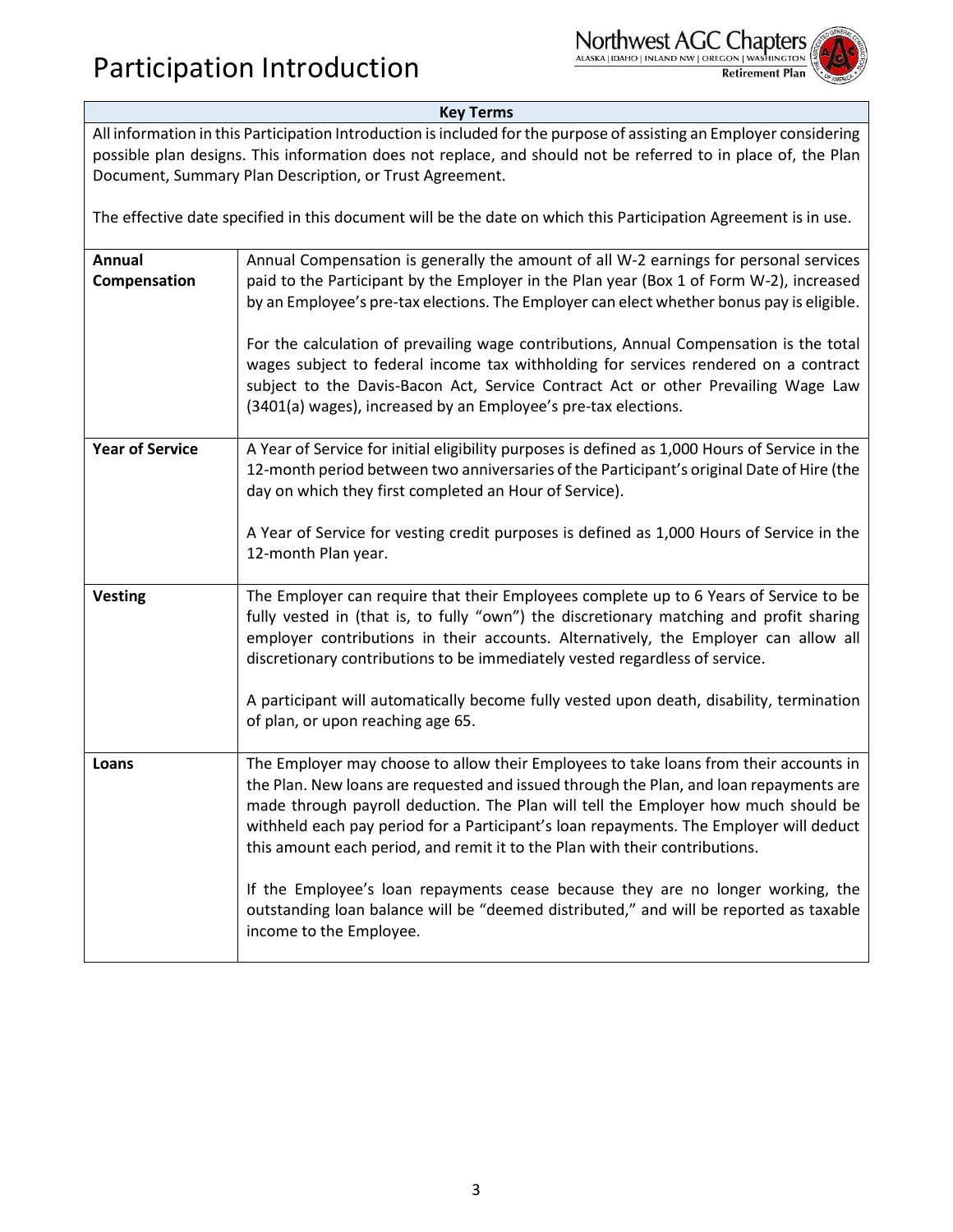# Participation Introduction

**Key Terms**

All information in this Participation Introduction is included for the purpose of assisting an Employer considering possible plan designs. This information does not replace, and should not be referred to in place of, the Plan Document, Summary Plan Description, or Trust Agreement.

The effective date specified in this document will be the date on which this Participation Agreement is in use.

| Term | Description |
|---|---|
| **Annual Compensation** | Annual Compensation is generally the amount of all W-2 earnings for personal services paid to the Participant by the Employer in the Plan year (Box 1 of Form W-2), increased by an Employee's pre-tax elections. The Employer can elect whether bonus pay is eligible.<br><br>For the calculation of prevailing wage contributions, Annual Compensation is the total wages subject to federal income tax withholding for services rendered on a contract subject to the Davis-Bacon Act, Service Contract Act or other Prevailing Wage Law (3401(a) wages), increased by an Employee's pre-tax elections. |
| **Year of Service** | A Year of Service for initial eligibility purposes is defined as 1,000 Hours of Service in the 12-month period between two anniversaries of the Participant's original Date of Hire (the day on which they first completed an Hour of Service).<br><br>A Year of Service for vesting credit purposes is defined as 1,000 Hours of Service in the 12-month Plan year. |
| **Vesting** | The Employer can require that their Employees complete up to 6 Years of Service to be fully vested in (that is, to fully "own") the discretionary matching and profit sharing employer contributions in their accounts. Alternatively, the Employer can allow all discretionary contributions to be immediately vested regardless of service.<br><br>A participant will automatically become fully vested upon death, disability, termination of plan, or upon reaching age 65. |
| **Loans** | The Employer may choose to allow their Employees to take loans from their accounts in the Plan. New loans are requested and issued through the Plan, and loan repayments are made through payroll deduction. The Plan will tell the Employer how much should be withheld each pay period for a Participant's loan repayments. The Employer will deduct this amount each period, and remit it to the Plan with their contributions.<br><br>If the Employee's loan repayments cease because they are no longer working, the outstanding loan balance will be "deemed distributed," and will be reported as taxable income to the Employee. |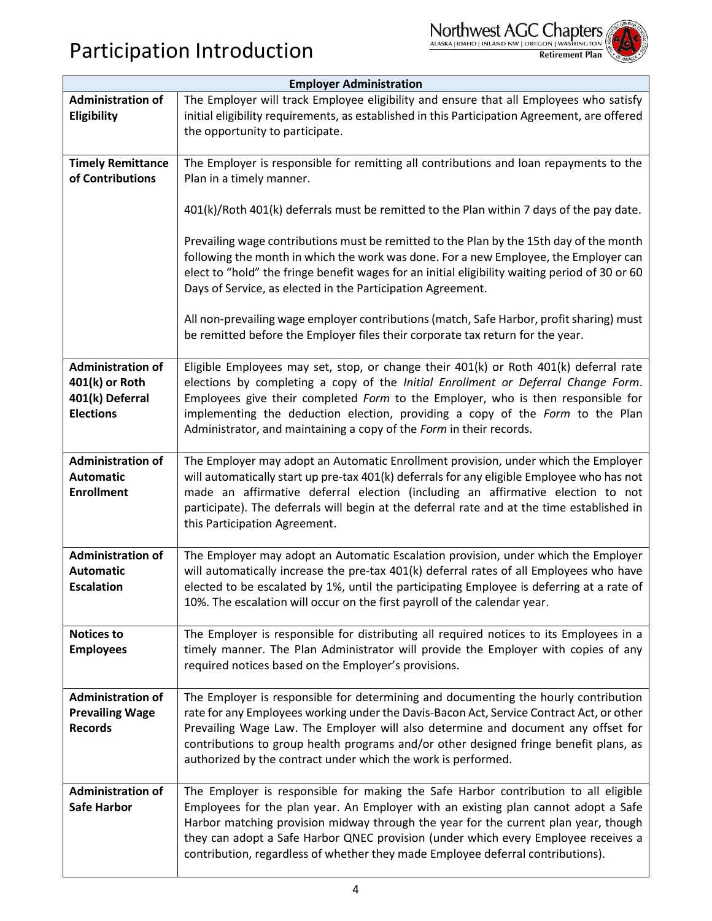# Participation Introduction

| Employer Administration | |
|---|---|
| **Administration of Eligibility** | The Employer will track Employee eligibility and ensure that all Employees who satisfy initial eligibility requirements, as established in this Participation Agreement, are offered the opportunity to participate. |
| **Timely Remittance of Contributions** | The Employer is responsible for remitting all contributions and loan repayments to the Plan in a timely manner.<br><br>401(k)/Roth 401(k) deferrals must be remitted to the Plan within 7 days of the pay date.<br><br>Prevailing wage contributions must be remitted to the Plan by the 15th day of the month following the month in which the work was done. For a new Employee, the Employer can elect to "hold" the fringe benefit wages for an initial eligibility waiting period of 30 or 60 Days of Service, as elected in the Participation Agreement.<br><br>All non-prevailing wage employer contributions (match, Safe Harbor, profit sharing) must be remitted before the Employer files their corporate tax return for the year. |
| **Administration of 401(k) or Roth 401(k) Deferral Elections** | Eligible Employees may set, stop, or change their 401(k) or Roth 401(k) deferral rate elections by completing a copy of the *Initial Enrollment or Deferral Change Form*. Employees give their completed *Form* to the Employer, who is then responsible for implementing the deduction election, providing a copy of the *Form* to the Plan Administrator, and maintaining a copy of the *Form* in their records. |
| **Administration of Automatic Enrollment** | The Employer may adopt an Automatic Enrollment provision, under which the Employer will automatically start up pre-tax 401(k) deferrals for any eligible Employee who has not made an affirmative deferral election (including an affirmative election to not participate). The deferrals will begin at the deferral rate and at the time established in this Participation Agreement. |
| **Administration of Automatic Escalation** | The Employer may adopt an Automatic Escalation provision, under which the Employer will automatically increase the pre-tax 401(k) deferral rates of all Employees who have elected to be escalated by 1%, until the participating Employee is deferring at a rate of 10%. The escalation will occur on the first payroll of the calendar year. |
| **Notices to Employees** | The Employer is responsible for distributing all required notices to its Employees in a timely manner. The Plan Administrator will provide the Employer with copies of any required notices based on the Employer's provisions. |
| **Administration of Prevailing Wage Records** | The Employer is responsible for determining and documenting the hourly contribution rate for any Employees working under the Davis-Bacon Act, Service Contract Act, or other Prevailing Wage Law. The Employer will also determine and document any offset for contributions to group health programs and/or other designed fringe benefit plans, as authorized by the contract under which the work is performed. |
| **Administration of Safe Harbor** | The Employer is responsible for making the Safe Harbor contribution to all eligible Employees for the plan year. An Employer with an existing plan cannot adopt a Safe Harbor matching provision midway through the year for the current plan year, though they can adopt a Safe Harbor QNEC provision (under which every Employee receives a contribution, regardless of whether they made Employee deferral contributions). |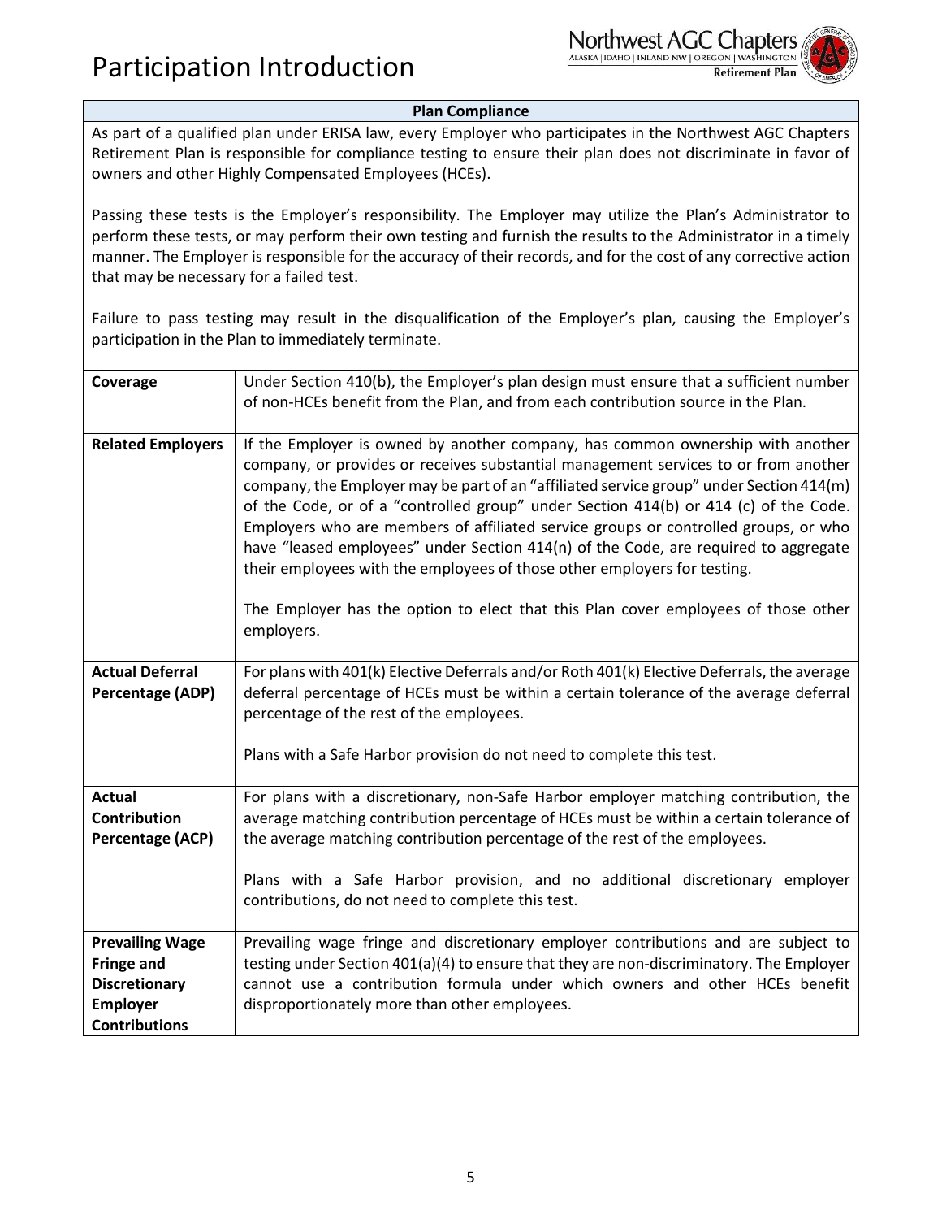# Participation Introduction

## Plan Compliance

As part of a qualified plan under ERISA law, every Employer who participates in the Northwest AGC Chapters Retirement Plan is responsible for compliance testing to ensure their plan does not discriminate in favor of owners and other Highly Compensated Employees (HCEs).

Passing these tests is the Employer's responsibility. The Employer may utilize the Plan's Administrator to perform these tests, or may perform their own testing and furnish the results to the Administrator in a timely manner. The Employer is responsible for the accuracy of their records, and for the cost of any corrective action that may be necessary for a failed test.

Failure to pass testing may result in the disqualification of the Employer's plan, causing the Employer's participation in the Plan to immediately terminate.

| | |
|---|---|
| **Coverage** | Under Section 410(b), the Employer's plan design must ensure that a sufficient number of non-HCEs benefit from the Plan, and from each contribution source in the Plan. |
| **Related Employers** | If the Employer is owned by another company, has common ownership with another company, or provides or receives substantial management services to or from another company, the Employer may be part of an "affiliated service group" under Section 414(m) of the Code, or of a "controlled group" under Section 414(b) or 414 (c) of the Code. Employers who are members of affiliated service groups or controlled groups, or who have "leased employees" under Section 414(n) of the Code, are required to aggregate their employees with the employees of those other employers for testing.<br><br>The Employer has the option to elect that this Plan cover employees of those other employers. |
| **Actual Deferral Percentage (ADP)** | For plans with 401(k) Elective Deferrals and/or Roth 401(k) Elective Deferrals, the average deferral percentage of HCEs must be within a certain tolerance of the average deferral percentage of the rest of the employees.<br><br>Plans with a Safe Harbor provision do not need to complete this test. |
| **Actual Contribution Percentage (ACP)** | For plans with a discretionary, non-Safe Harbor employer matching contribution, the average matching contribution percentage of HCEs must be within a certain tolerance of the average matching contribution percentage of the rest of the employees.<br><br>Plans with a Safe Harbor provision, and no additional discretionary employer contributions, do not need to complete this test. |
| **Prevailing Wage Fringe and Discretionary Employer Contributions** | Prevailing wage fringe and discretionary employer contributions and are subject to testing under Section 401(a)(4) to ensure that they are non-discriminatory. The Employer cannot use a contribution formula under which owners and other HCEs benefit disproportionately more than other employees. |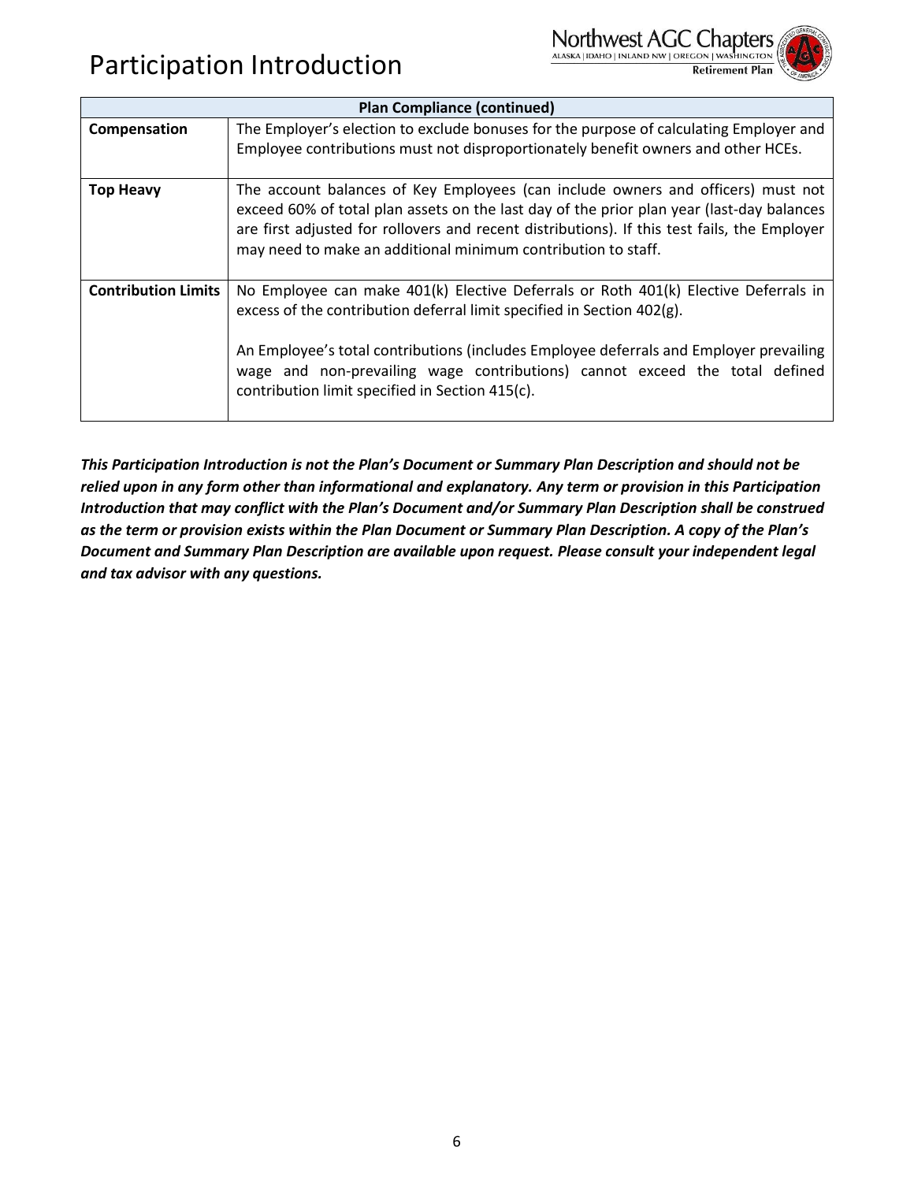# Participation Introduction

| Plan Compliance (continued) | |
|---|---|
| **Compensation** | The Employer's election to exclude bonuses for the purpose of calculating Employer and Employee contributions must not disproportionately benefit owners and other HCEs. |
| **Top Heavy** | The account balances of Key Employees (can include owners and officers) must not exceed 60% of total plan assets on the last day of the prior plan year (last-day balances are first adjusted for rollovers and recent distributions). If this test fails, the Employer may need to make an additional minimum contribution to staff. |
| **Contribution Limits** | No Employee can make 401(k) Elective Deferrals or Roth 401(k) Elective Deferrals in excess of the contribution deferral limit specified in Section 402(g).<br><br>An Employee's total contributions (includes Employee deferrals and Employer prevailing wage and non-prevailing wage contributions) cannot exceed the total defined contribution limit specified in Section 415(c). |

***This Participation Introduction is not the Plan's Document or Summary Plan Description and should not be relied upon in any form other than informational and explanatory. Any term or provision in this Participation Introduction that may conflict with the Plan's Document and/or Summary Plan Description shall be construed as the term or provision exists within the Plan Document or Summary Plan Description. A copy of the Plan's Document and Summary Plan Description are available upon request. Please consult your independent legal and tax advisor with any questions.***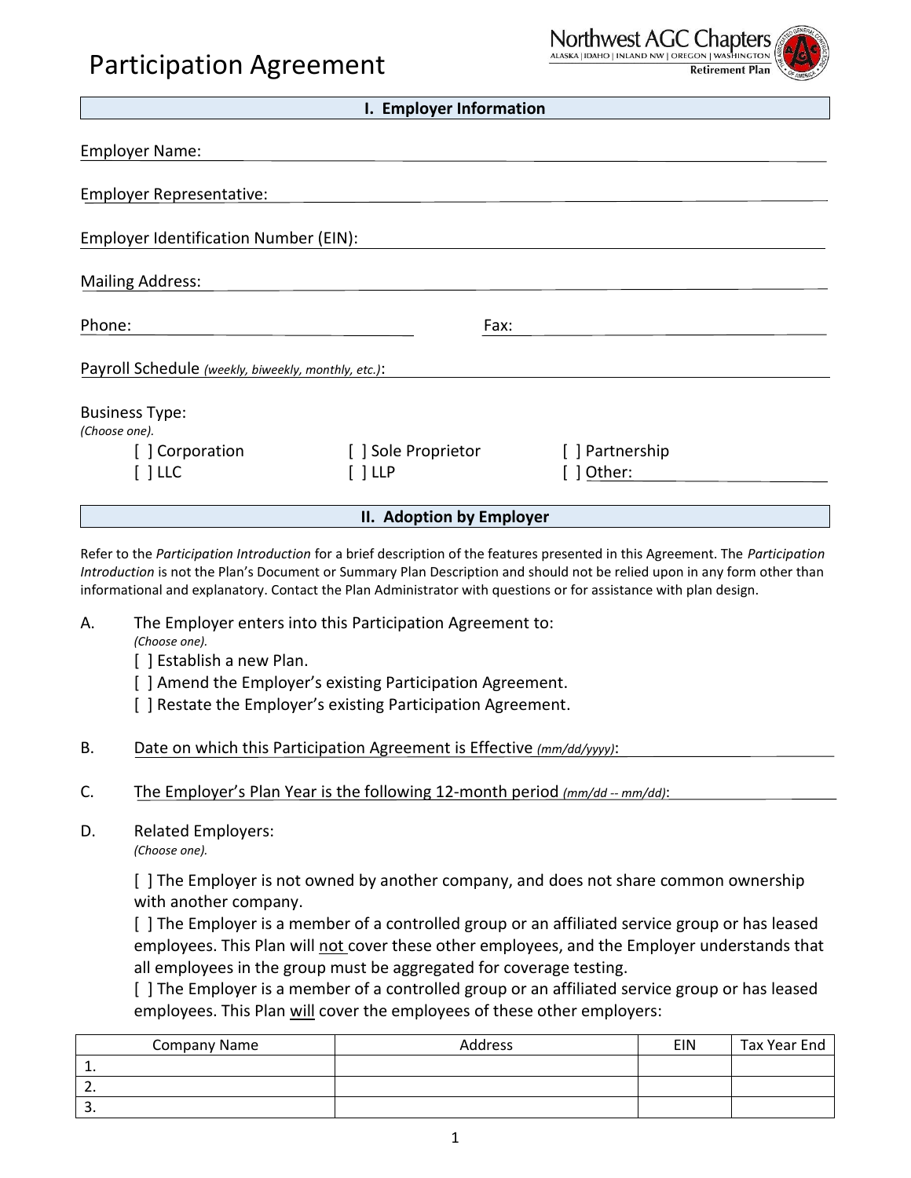# Participation Agreement

Northwest AGC Chapters
ALASKA | IDAHO | INLAND NW | OREGON | WASHINGTON
Retirement Plan

## I. Employer Information

Employer Name: ______________________________

Employer Representative: ______________________________

Employer Identification Number (EIN): ______________________________

Mailing Address: ______________________________

Phone: ____________________ Fax: ____________________

Payroll Schedule *(weekly, biweekly, monthly, etc.)*: ______________________________

Business Type:
*(Choose one).*

[ ] Corporation [ ] Sole Proprietor [ ] Partnership
[ ] LLC [ ] LLP [ ] Other: ____________

## II. Adoption by Employer

Refer to the *Participation Introduction* for a brief description of the features presented in this Agreement. The *Participation Introduction* is not the Plan's Document or Summary Plan Description and should not be relied upon in any form other than informational and explanatory. Contact the Plan Administrator with questions or for assistance with plan design.

A. The Employer enters into this Participation Agreement to:
*(Choose one).*
[ ] Establish a new Plan.
[ ] Amend the Employer's existing Participation Agreement.
[ ] Restate the Employer's existing Participation Agreement.

B. Date on which this Participation Agreement is Effective *(mm/dd/yyyy)*: ____________________

C. The Employer's Plan Year is the following 12-month period *(mm/dd -- mm/dd)*: ____________________

D. Related Employers:
*(Choose one).*

[ ] The Employer is not owned by another company, and does not share common ownership with another company.
[ ] The Employer is a member of a controlled group or an affiliated service group or has leased employees. This Plan will not cover these other employees, and the Employer understands that all employees in the group must be aggregated for coverage testing.
[ ] The Employer is a member of a controlled group or an affiliated service group or has leased employees. This Plan will cover the employees of these other employers:

| Company Name | Address | EIN | Tax Year End |
|---|---|---|---|
| 1. | | | |
| 2. | | | |
| 3. | | | |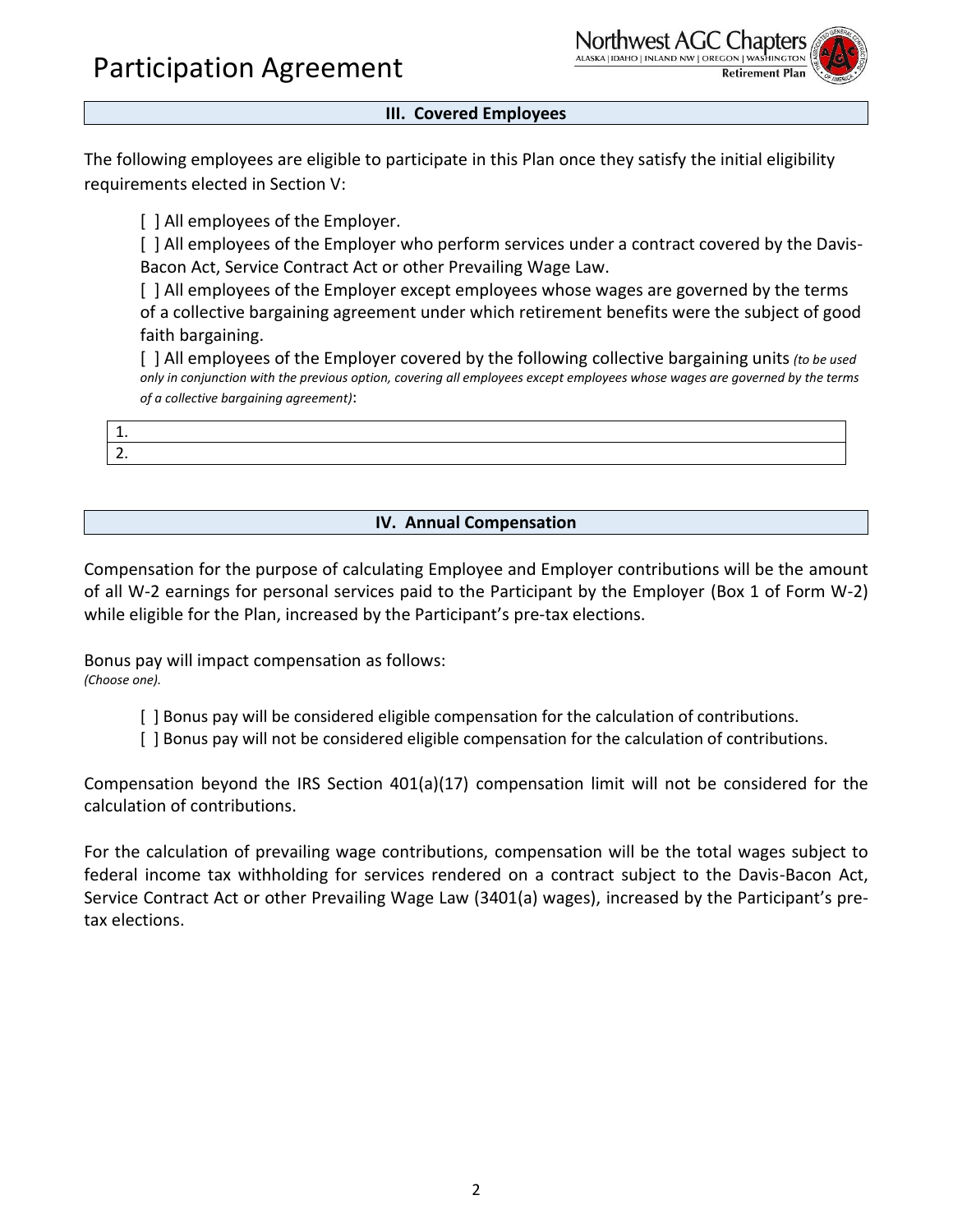# Participation Agreement

## III. Covered Employees

The following employees are eligible to participate in this Plan once they satisfy the initial eligibility requirements elected in Section V:

[ ] All employees of the Employer.

[ ] All employees of the Employer who perform services under a contract covered by the Davis-Bacon Act, Service Contract Act or other Prevailing Wage Law.

[ ] All employees of the Employer except employees whose wages are governed by the terms of a collective bargaining agreement under which retirement benefits were the subject of good faith bargaining.

[ ] All employees of the Employer covered by the following collective bargaining units *(to be used only in conjunction with the previous option, covering all employees except employees whose wages are governed by the terms of a collective bargaining agreement)*:

| 1. |
|---|
| 2. |

## IV. Annual Compensation

Compensation for the purpose of calculating Employee and Employer contributions will be the amount of all W-2 earnings for personal services paid to the Participant by the Employer (Box 1 of Form W-2) while eligible for the Plan, increased by the Participant's pre-tax elections.

Bonus pay will impact compensation as follows:
*(Choose one).*

[ ] Bonus pay will be considered eligible compensation for the calculation of contributions.

[ ] Bonus pay will not be considered eligible compensation for the calculation of contributions.

Compensation beyond the IRS Section 401(a)(17) compensation limit will not be considered for the calculation of contributions.

For the calculation of prevailing wage contributions, compensation will be the total wages subject to federal income tax withholding for services rendered on a contract subject to the Davis-Bacon Act, Service Contract Act or other Prevailing Wage Law (3401(a) wages), increased by the Participant's pre-tax elections.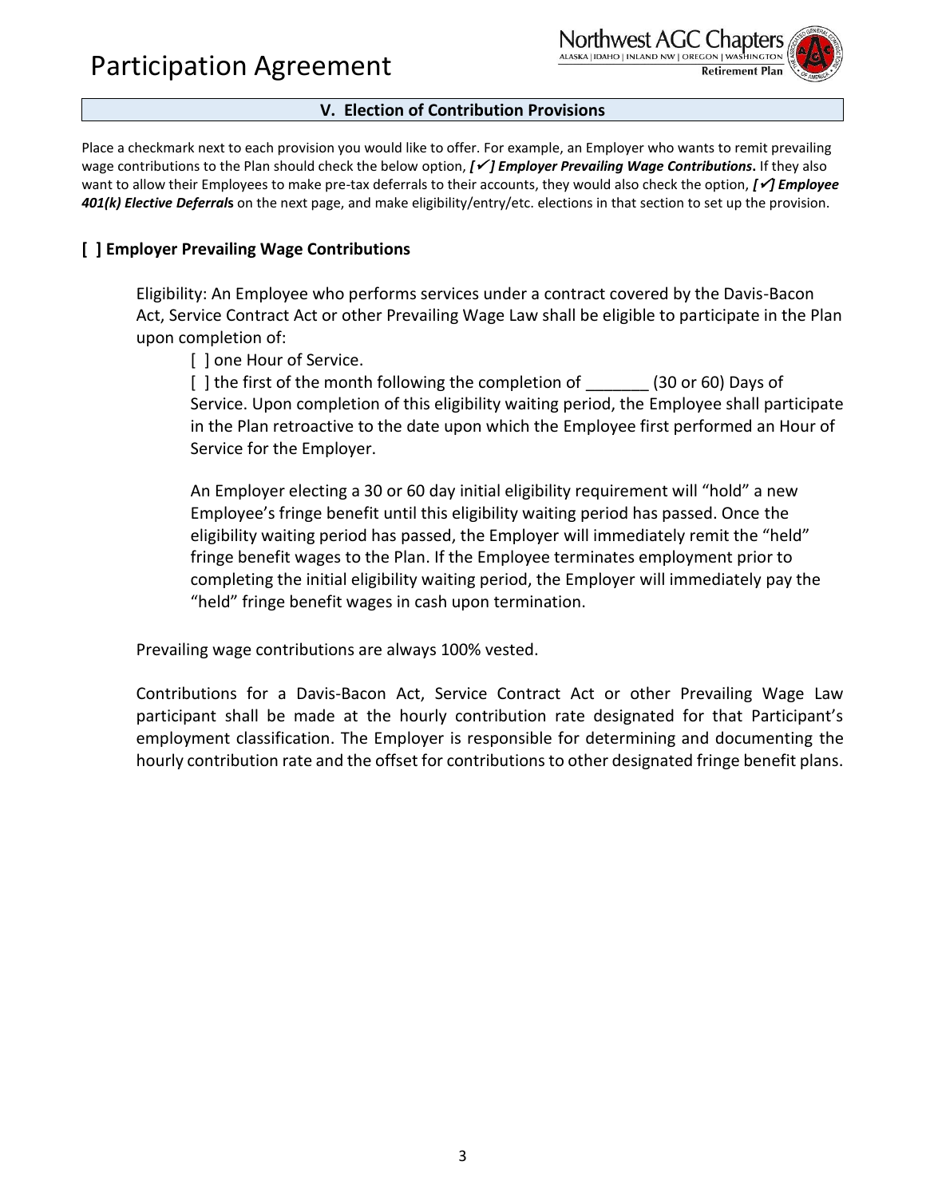# Participation Agreement

## V. Election of Contribution Provisions

Place a checkmark next to each provision you would like to offer. For example, an Employer who wants to remit prevailing wage contributions to the Plan should check the below option, ***[✓] Employer Prevailing Wage Contributions*****.** If they also want to allow their Employees to make pre-tax deferrals to their accounts, they would also check the option, ***[✓] Employee 401(k) Elective Deferral*****s** on the next page, and make eligibility/entry/etc. elections in that section to set up the provision.

### [ ] Employer Prevailing Wage Contributions

Eligibility: An Employee who performs services under a contract covered by the Davis-Bacon Act, Service Contract Act or other Prevailing Wage Law shall be eligible to participate in the Plan upon completion of:

[ ] one Hour of Service.

[ ] the first of the month following the completion of _______ (30 or 60) Days of Service. Upon completion of this eligibility waiting period, the Employee shall participate in the Plan retroactive to the date upon which the Employee first performed an Hour of Service for the Employer.

An Employer electing a 30 or 60 day initial eligibility requirement will "hold" a new Employee's fringe benefit until this eligibility waiting period has passed. Once the eligibility waiting period has passed, the Employer will immediately remit the "held" fringe benefit wages to the Plan. If the Employee terminates employment prior to completing the initial eligibility waiting period, the Employer will immediately pay the "held" fringe benefit wages in cash upon termination.

Prevailing wage contributions are always 100% vested.

Contributions for a Davis-Bacon Act, Service Contract Act or other Prevailing Wage Law participant shall be made at the hourly contribution rate designated for that Participant's employment classification. The Employer is responsible for determining and documenting the hourly contribution rate and the offset for contributions to other designated fringe benefit plans.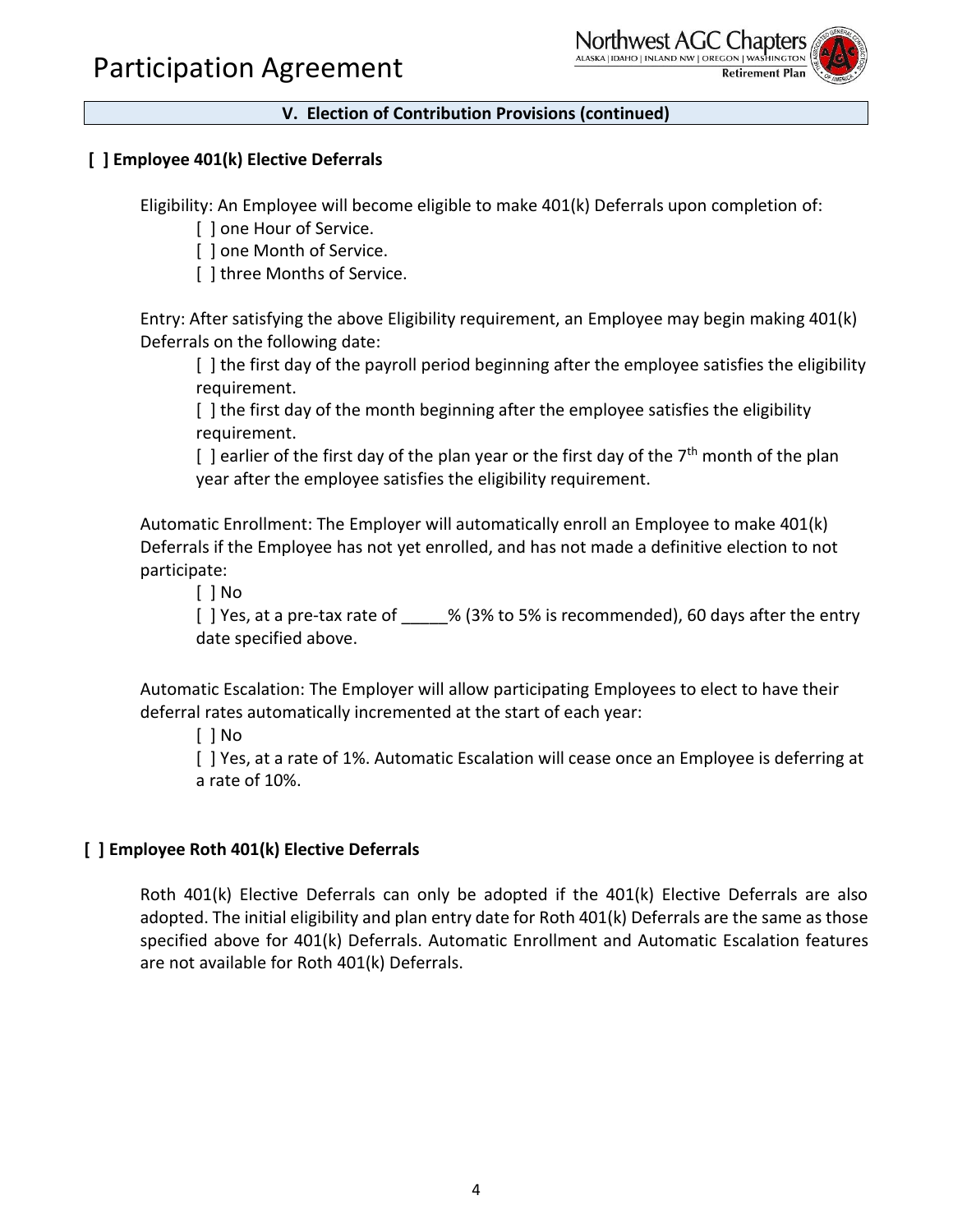# Participation Agreement

## V. Election of Contribution Provisions (continued)

**[ ] Employee 401(k) Elective Deferrals**

Eligibility: An Employee will become eligible to make 401(k) Deferrals upon completion of:

[ ] one Hour of Service.
[ ] one Month of Service.
[ ] three Months of Service.

Entry: After satisfying the above Eligibility requirement, an Employee may begin making 401(k) Deferrals on the following date:

[ ] the first day of the payroll period beginning after the employee satisfies the eligibility requirement.
[ ] the first day of the month beginning after the employee satisfies the eligibility requirement.
[ ] earlier of the first day of the plan year or the first day of the 7th month of the plan year after the employee satisfies the eligibility requirement.

Automatic Enrollment: The Employer will automatically enroll an Employee to make 401(k) Deferrals if the Employee has not yet enrolled, and has not made a definitive election to not participate:

[ ] No
[ ] Yes, at a pre-tax rate of _____% (3% to 5% is recommended), 60 days after the entry date specified above.

Automatic Escalation: The Employer will allow participating Employees to elect to have their deferral rates automatically incremented at the start of each year:

[ ] No
[ ] Yes, at a rate of 1%. Automatic Escalation will cease once an Employee is deferring at a rate of 10%.

**[ ] Employee Roth 401(k) Elective Deferrals**

Roth 401(k) Elective Deferrals can only be adopted if the 401(k) Elective Deferrals are also adopted. The initial eligibility and plan entry date for Roth 401(k) Deferrals are the same as those specified above for 401(k) Deferrals. Automatic Enrollment and Automatic Escalation features are not available for Roth 401(k) Deferrals.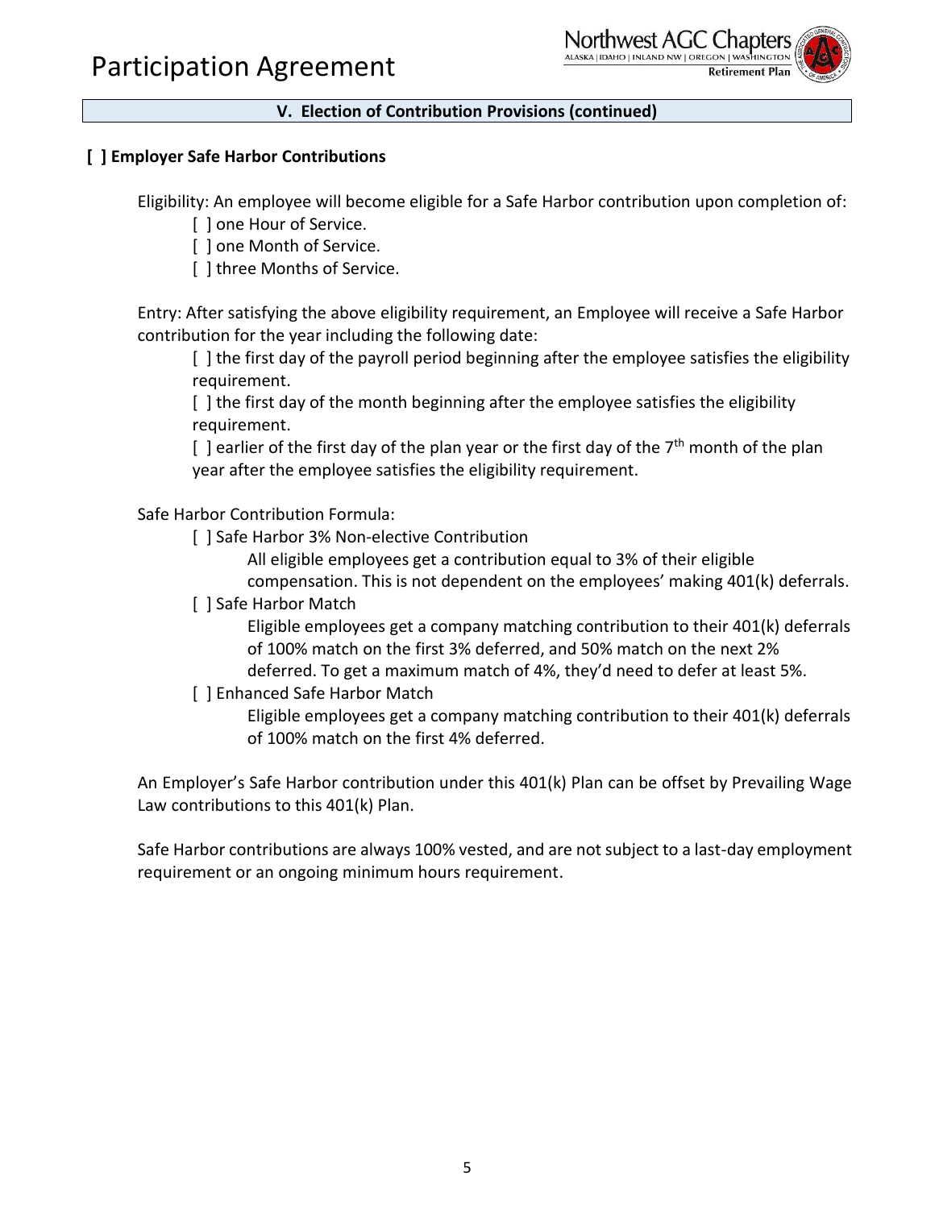## V. Election of Contribution Provisions (continued)

**[ ] Employer Safe Harbor Contributions**

Eligibility: An employee will become eligible for a Safe Harbor contribution upon completion of:

- [ ] one Hour of Service.
- [ ] one Month of Service.
- [ ] three Months of Service.

Entry: After satisfying the above eligibility requirement, an Employee will receive a Safe Harbor contribution for the year including the following date:

- [ ] the first day of the payroll period beginning after the employee satisfies the eligibility requirement.
- [ ] the first day of the month beginning after the employee satisfies the eligibility requirement.
- [ ] earlier of the first day of the plan year or the first day of the 7th month of the plan year after the employee satisfies the eligibility requirement.

Safe Harbor Contribution Formula:

- [ ] Safe Harbor 3% Non-elective Contribution
  All eligible employees get a contribution equal to 3% of their eligible compensation. This is not dependent on the employees' making 401(k) deferrals.
- [ ] Safe Harbor Match
  Eligible employees get a company matching contribution to their 401(k) deferrals of 100% match on the first 3% deferred, and 50% match on the next 2% deferred. To get a maximum match of 4%, they'd need to defer at least 5%.
- [ ] Enhanced Safe Harbor Match
  Eligible employees get a company matching contribution to their 401(k) deferrals of 100% match on the first 4% deferred.

An Employer's Safe Harbor contribution under this 401(k) Plan can be offset by Prevailing Wage Law contributions to this 401(k) Plan.

Safe Harbor contributions are always 100% vested, and are not subject to a last-day employment requirement or an ongoing minimum hours requirement.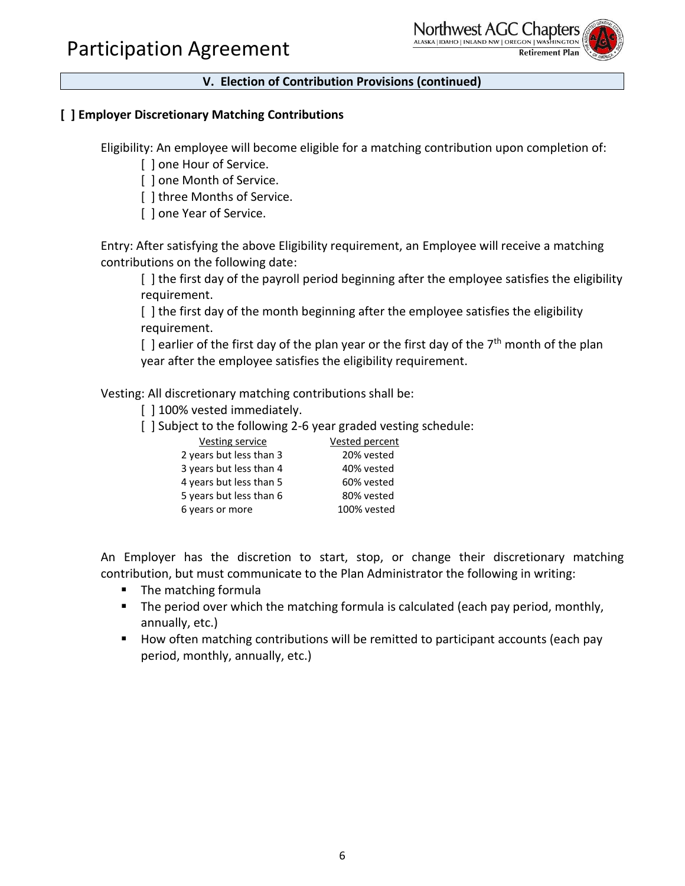## V. Election of Contribution Provisions (continued)

**[ ] Employer Discretionary Matching Contributions**

Eligibility: An employee will become eligible for a matching contribution upon completion of:

- [ ] one Hour of Service.
- [ ] one Month of Service.
- [ ] three Months of Service.
- [ ] one Year of Service.

Entry: After satisfying the above Eligibility requirement, an Employee will receive a matching contributions on the following date:

- [ ] the first day of the payroll period beginning after the employee satisfies the eligibility requirement.
- [ ] the first day of the month beginning after the employee satisfies the eligibility requirement.
- [ ] earlier of the first day of the plan year or the first day of the 7th month of the plan year after the employee satisfies the eligibility requirement.

Vesting: All discretionary matching contributions shall be:

- [ ] 100% vested immediately.
- [ ] Subject to the following 2-6 year graded vesting schedule:

| Vesting service | Vested percent |
|---|---|
| 2 years but less than 3 | 20% vested |
| 3 years but less than 4 | 40% vested |
| 4 years but less than 5 | 60% vested |
| 5 years but less than 6 | 80% vested |
| 6 years or more | 100% vested |

An Employer has the discretion to start, stop, or change their discretionary matching contribution, but must communicate to the Plan Administrator the following in writing:

- The matching formula
- The period over which the matching formula is calculated (each pay period, monthly, annually, etc.)
- How often matching contributions will be remitted to participant accounts (each pay period, monthly, annually, etc.)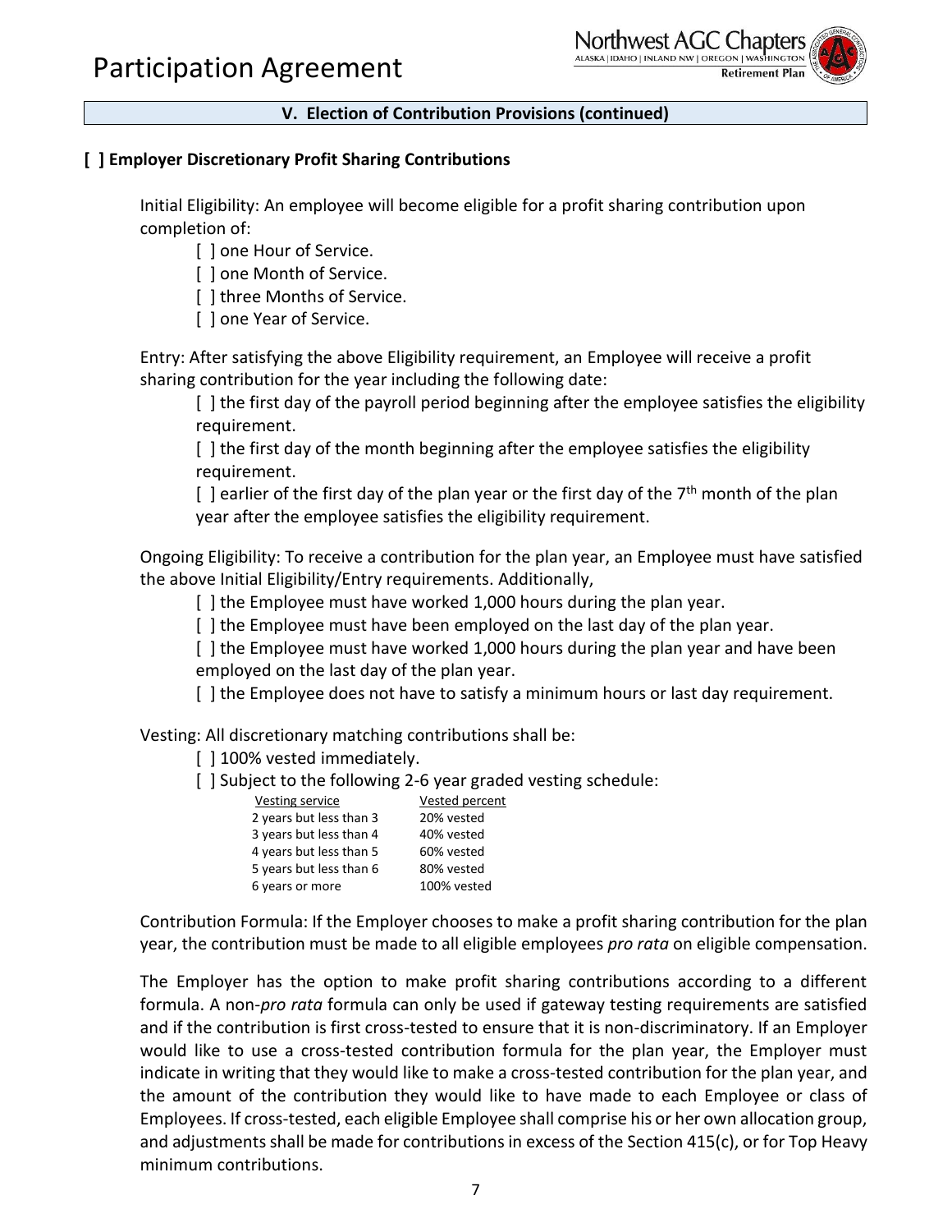# Participation Agreement

## V. Election of Contribution Provisions (continued)

**[ ] Employer Discretionary Profit Sharing Contributions**

Initial Eligibility: An employee will become eligible for a profit sharing contribution upon completion of:

- [ ] one Hour of Service.
- [ ] one Month of Service.
- [ ] three Months of Service.
- [ ] one Year of Service.

Entry: After satisfying the above Eligibility requirement, an Employee will receive a profit sharing contribution for the year including the following date:

- [ ] the first day of the payroll period beginning after the employee satisfies the eligibility requirement.
- [ ] the first day of the month beginning after the employee satisfies the eligibility requirement.
- [ ] earlier of the first day of the plan year or the first day of the 7th month of the plan year after the employee satisfies the eligibility requirement.

Ongoing Eligibility: To receive a contribution for the plan year, an Employee must have satisfied the above Initial Eligibility/Entry requirements. Additionally,

- [ ] the Employee must have worked 1,000 hours during the plan year.
- [ ] the Employee must have been employed on the last day of the plan year.
- [ ] the Employee must have worked 1,000 hours during the plan year and have been employed on the last day of the plan year.
- [ ] the Employee does not have to satisfy a minimum hours or last day requirement.

Vesting: All discretionary matching contributions shall be:

- [ ] 100% vested immediately.
- [ ] Subject to the following 2-6 year graded vesting schedule:

| Vesting service | Vested percent |
|---|---|
| 2 years but less than 3 | 20% vested |
| 3 years but less than 4 | 40% vested |
| 4 years but less than 5 | 60% vested |
| 5 years but less than 6 | 80% vested |
| 6 years or more | 100% vested |

Contribution Formula: If the Employer chooses to make a profit sharing contribution for the plan year, the contribution must be made to all eligible employees *pro rata* on eligible compensation.

The Employer has the option to make profit sharing contributions according to a different formula. A non-*pro rata* formula can only be used if gateway testing requirements are satisfied and if the contribution is first cross-tested to ensure that it is non-discriminatory. If an Employer would like to use a cross-tested contribution formula for the plan year, the Employer must indicate in writing that they would like to make a cross-tested contribution for the plan year, and the amount of the contribution they would like to have made to each Employee or class of Employees. If cross-tested, each eligible Employee shall comprise his or her own allocation group, and adjustments shall be made for contributions in excess of the Section 415(c), or for Top Heavy minimum contributions.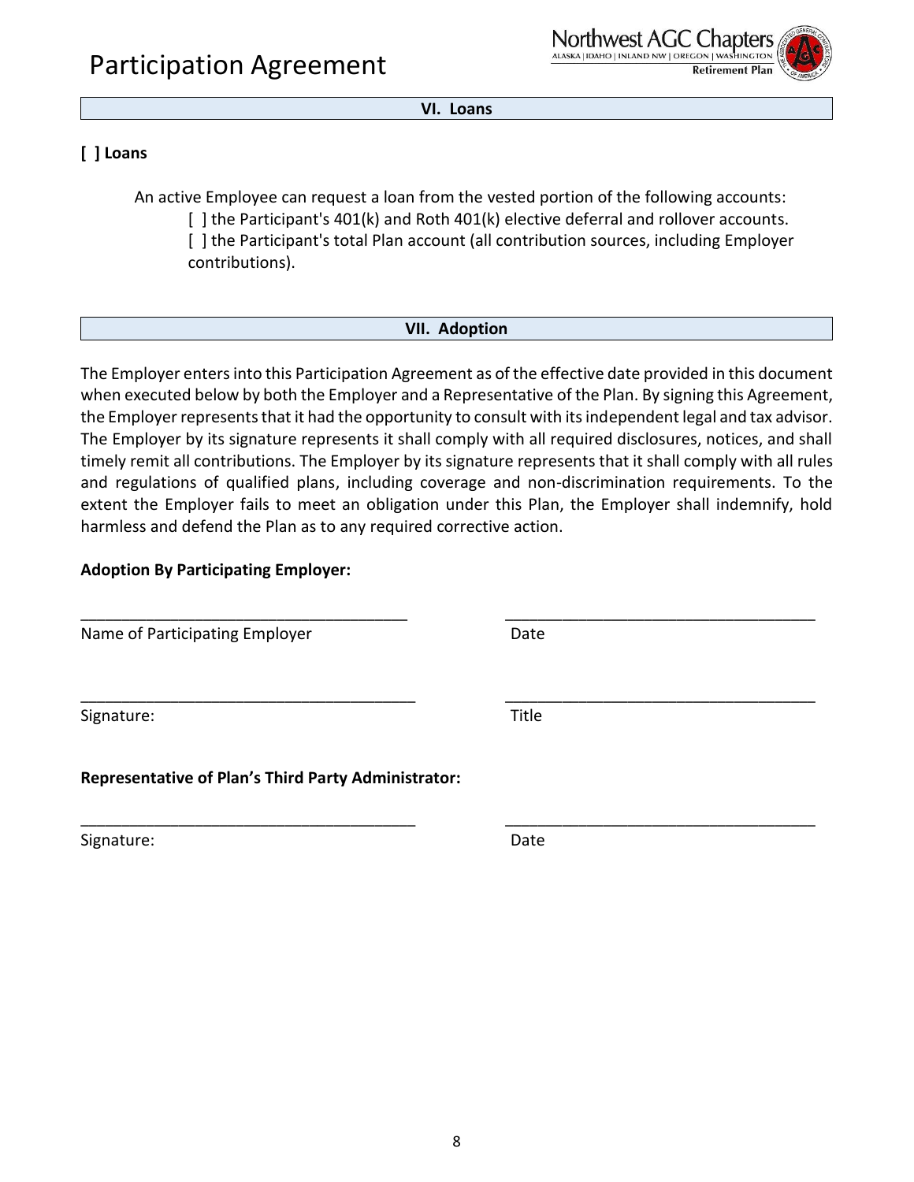## VI. Loans

**[ ] Loans**

An active Employee can request a loan from the vested portion of the following accounts:

[ ] the Participant's 401(k) and Roth 401(k) elective deferral and rollover accounts.

[ ] the Participant's total Plan account (all contribution sources, including Employer contributions).

## VII. Adoption

The Employer enters into this Participation Agreement as of the effective date provided in this document when executed below by both the Employer and a Representative of the Plan. By signing this Agreement, the Employer represents that it had the opportunity to consult with its independent legal and tax advisor. The Employer by its signature represents it shall comply with all required disclosures, notices, and shall timely remit all contributions. The Employer by its signature represents that it shall comply with all rules and regulations of qualified plans, including coverage and non-discrimination requirements. To the extent the Employer fails to meet an obligation under this Plan, the Employer shall indemnify, hold harmless and defend the Plan as to any required corrective action.

**Adoption By Participating Employer:**

_____________________________________ _____________________________________

Name of Participating Employer Date

_____________________________________ _____________________________________

Signature: Title

**Representative of Plan's Third Party Administrator:**

_____________________________________ _____________________________________

Signature: Date